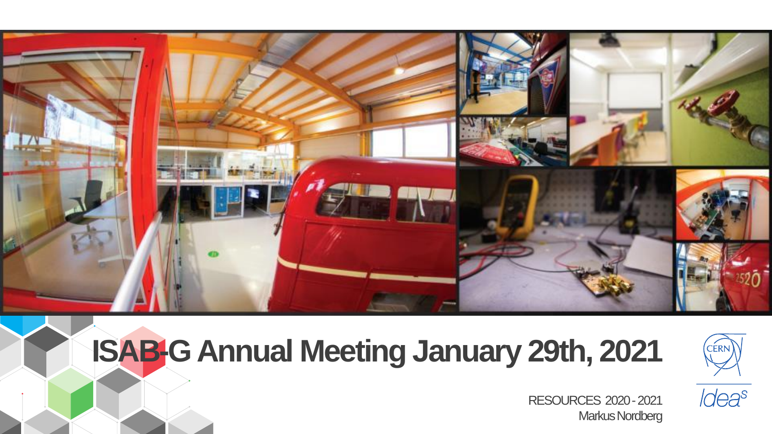# ISAB-G Annual Meeting January 29th, 2021

RESOURCES 2020 - 2021

Markus Nordberg

CERN

Ideas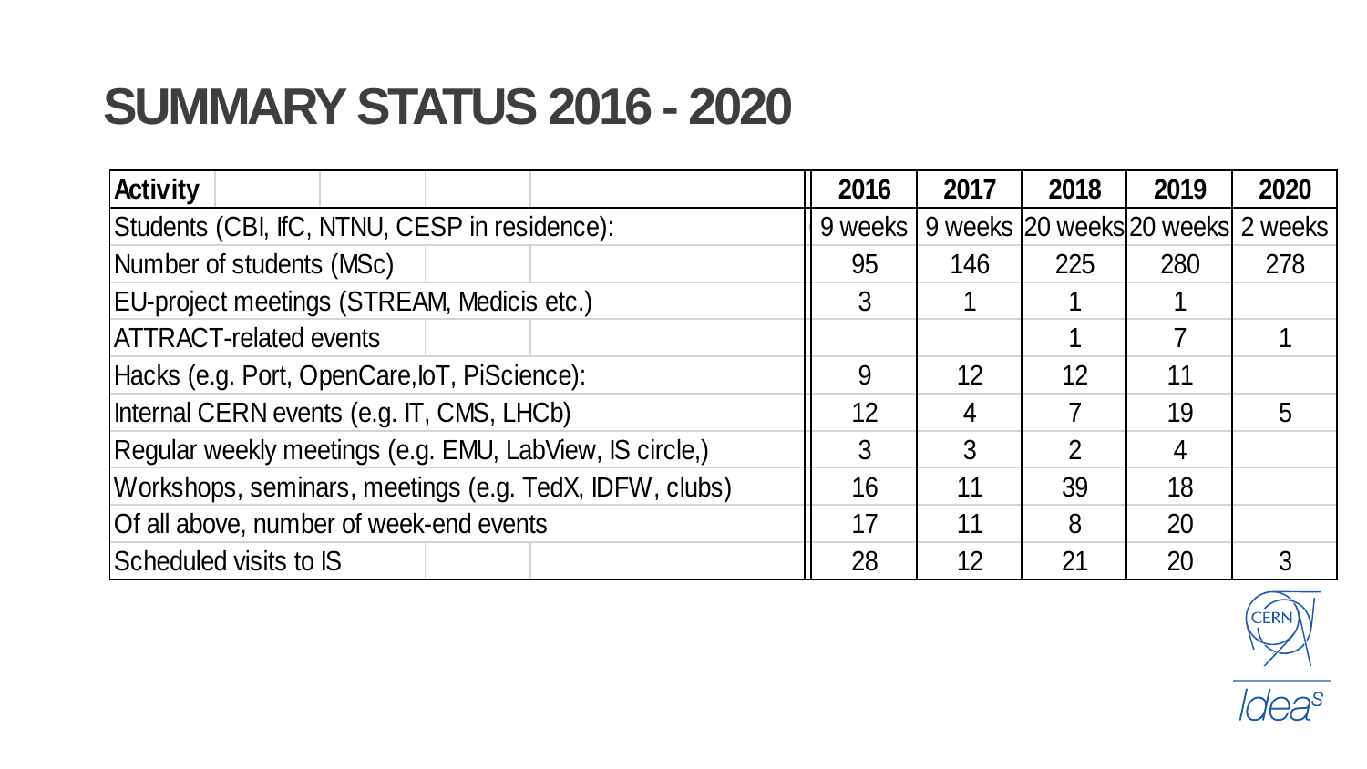# SUMMARY STATUS 2016 - 2020

| Activity | 2016 | 2017 | 2018 | 2019 | 2020 |
|---|---|---|---|---|---|
| Students (CBI, IfC, NTNU, CESP in residence): | 9 weeks | 9 weeks | 20 weeks | 20 weeks | 2 weeks |
| Number of students (MSc) | 95 | 146 | 225 | 280 | 278 |
| EU-project meetings (STREAM, Medicis etc.) | 3 | 1 | 1 | 1 | |
| ATTRACT-related events | | | 1 | 7 | 1 |
| Hacks (e.g. Port, OpenCare,IoT, PiScience): | 9 | 12 | 12 | 11 | |
| Internal CERN events (e.g. IT, CMS, LHCb) | 12 | 4 | 7 | 19 | 5 |
| Regular weekly meetings (e.g. EMU, LabView, IS circle,) | 3 | 3 | 2 | 4 | |
| Workshops, seminars, meetings (e.g. TedX, IDFW, clubs) | 16 | 11 | 39 | 18 | |
| Of all above, number of week-end events | 17 | 11 | 8 | 20 | |
| Scheduled visits to IS | 28 | 12 | 21 | 20 | 3 |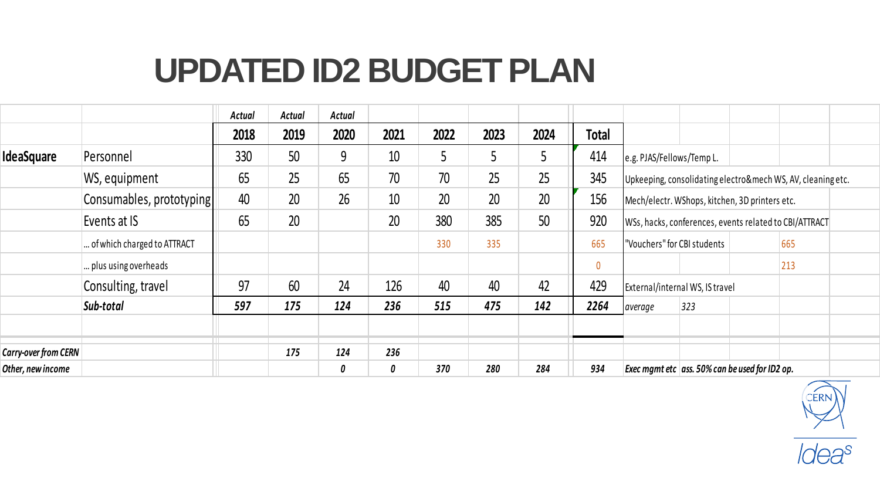# UPDATED ID2 BUDGET PLAN

| | | Actual | Actual | Actual | | | | | | | | | |
|---|---|---|---|---|---|---|---|---|---|---|---|---|---|
| | | **2018** | **2019** | **2020** | **2021** | **2022** | **2023** | **2024** | **Total** | | | | |
| **IdeaSquare** | Personnel | 330 | 50 | 9 | 10 | 5 | 5 | 5 | 414 | e.g. PJAS/Fellows/Temp L. | | | |
| | WS, equipment | 65 | 25 | 65 | 70 | 70 | 25 | 25 | 345 | Upkeeping, consolidating electro&mech WS, AV, cleaning etc. | | | |
| | Consumables, prototyping | 40 | 20 | 26 | 10 | 20 | 20 | 20 | 156 | Mech/electr. WShops, kitchen, 3D printers etc. | | | |
| | Events at IS | 65 | 20 | | 20 | 380 | 385 | 50 | 920 | WSs, hacks, conferences, events related to CBI/ATTRACT | | | |
| | ... of which charged to ATTRACT | | | | | 330 | 335 | | 665 | "Vouchers" for CBI students | | 665 | |
| | ... plus using overheads | | | | | | | | 0 | | | 213 | |
| | Consulting, travel | 97 | 60 | 24 | 126 | 40 | 40 | 42 | 429 | External/internal WS, IS travel | | | |
| | ***Sub-total*** | ***597*** | ***175*** | ***124*** | ***236*** | ***515*** | ***475*** | ***142*** | ***2264*** | *average* | *323* | | |
| | | | | | | | | | | | | | |
| ***Carry-over from CERN*** | | | ***175*** | ***124*** | ***236*** | | | | | | | | |
| ***Other, new income*** | | | | ***0*** | ***0*** | ***370*** | ***280*** | ***284*** | ***934*** | ***Exec mgmt etc*** | ***ass. 50% can be used for ID2 op.*** | | |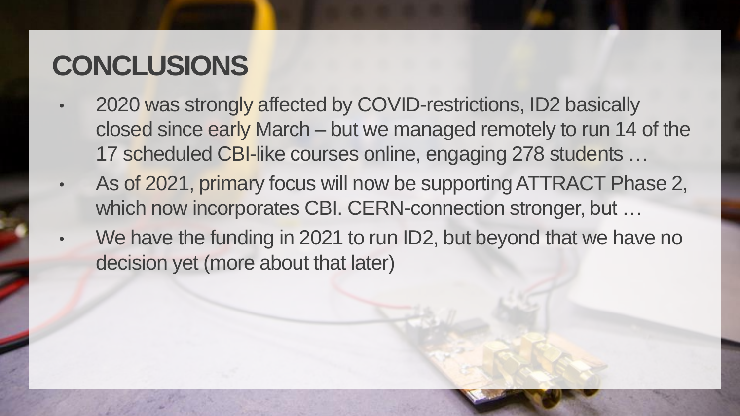# CONCLUSIONS

- 2020 was strongly affected by COVID-restrictions, ID2 basically closed since early March – but we managed remotely to run 14 of the 17 scheduled CBI-like courses online, engaging 278 students …
- As of 2021, primary focus will now be supporting ATTRACT Phase 2, which now incorporates CBI. CERN-connection stronger, but …
- We have the funding in 2021 to run ID2, but beyond that we have no decision yet (more about that later)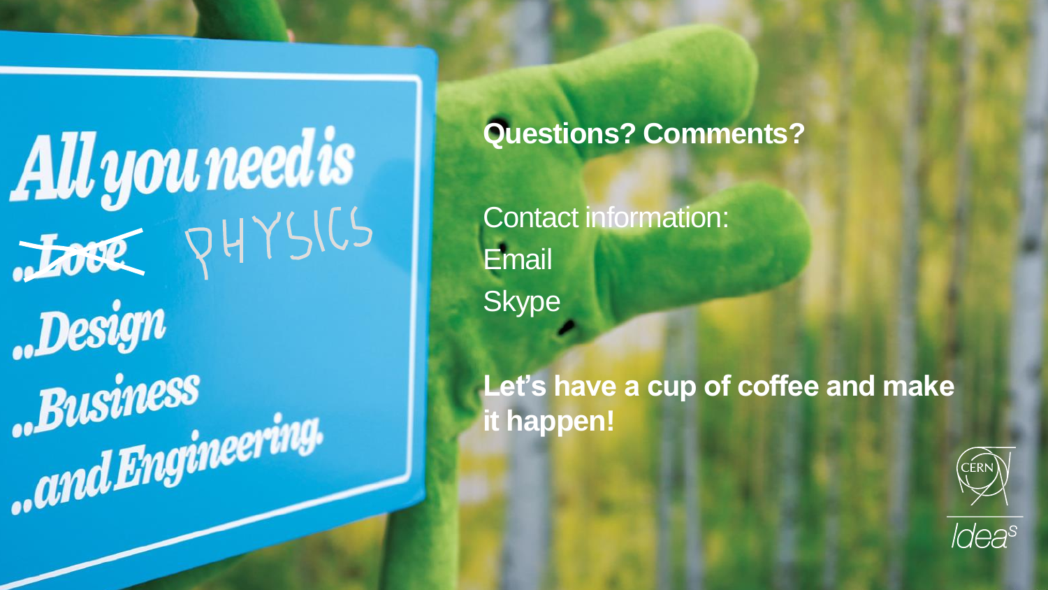**Questions? Comments?**

Contact information:
Email
Skype

**Let's have a cup of coffee and make it happen!**